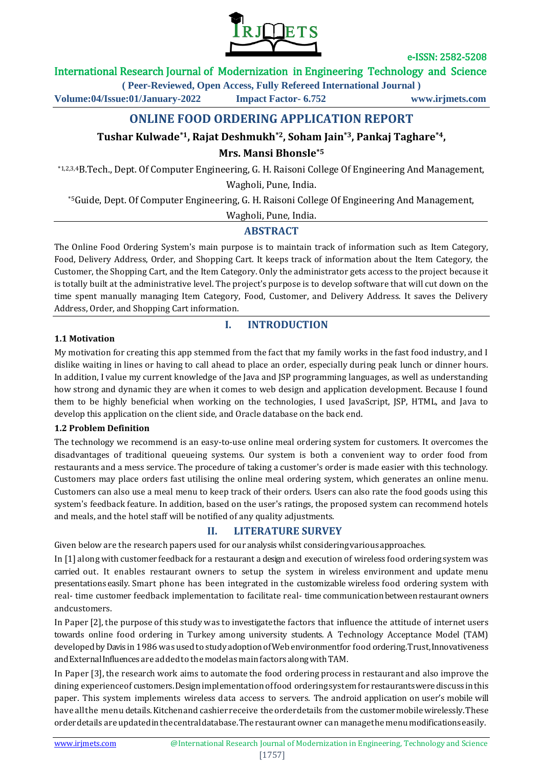# ONLINE FOOD ORDERING APPLICATION REPORT

**Tushar Kulwade[*1], Rajat Deshmukh[*2], Soham Jain[*3], Pankaj Taghare[*4], Mrs. Mansi Bhonsle[*5]**

[*1,2,3,4]B.Tech., Dept. Of Computer Engineering, G. H. Raisoni College Of Engineering And Management, Wagholi, Pune, India.

[*5]Guide, Dept. Of Computer Engineering, G. H. Raisoni College Of Engineering And Management, Wagholi, Pune, India.

## ABSTRACT

The Online Food Ordering System's main purpose is to maintain track of information such as Item Category, Food, Delivery Address, Order, and Shopping Cart. It keeps track of information about the Item Category, the Customer, the Shopping Cart, and the Item Category. Only the administrator gets access to the project because it is totally built at the administrative level. The project's purpose is to develop software that will cut down on the time spent manually managing Item Category, Food, Customer, and Delivery Address. It saves the Delivery Address, Order, and Shopping Cart information.

## I. INTRODUCTION

### 1.1 Motivation

My motivation for creating this app stemmed from the fact that my family works in the fast food industry, and I dislike waiting in lines or having to call ahead to place an order, especially during peak lunch or dinner hours. In addition, I value my current knowledge of the Java and JSP programming languages, as well as understanding how strong and dynamic they are when it comes to web design and application development. Because I found them to be highly beneficial when working on the technologies, I used JavaScript, JSP, HTML, and Java to develop this application on the client side, and Oracle database on the back end.

### 1.2 Problem Definition

The technology we recommend is an easy-to-use online meal ordering system for customers. It overcomes the disadvantages of traditional queueing systems. Our system is both a convenient way to order food from restaurants and a mess service. The procedure of taking a customer's order is made easier with this technology. Customers may place orders fast utilising the online meal ordering system, which generates an online menu. Customers can also use a meal menu to keep track of their orders. Users can also rate the food goods using this system's feedback feature. In addition, based on the user's ratings, the proposed system can recommend hotels and meals, and the hotel staff will be notified of any quality adjustments.

## II. LITERATURE SURVEY

Given below are the research papers used for our analysis whilst considering various approaches.

In [1] along with customer feedback for a restaurant a design and execution of wireless food ordering system was carried out. It enables restaurant owners to setup the system in wireless environment and update menu presentations easily. Smart phone has been integrated in the customizable wireless food ordering system with real- time customer feedback implementation to facilitate real- time communication between restaurant owners and customers.

In Paper [2], the purpose of this study was to investigate the factors that influence the attitude of internet users towards online food ordering in Turkey among university students. A Technology Acceptance Model (TAM) developed by Davis in 1986 was used to study adoption of Web environment for food ordering. Trust, Innovativeness and External Influences are added to the model as main factors along with TAM.

In Paper [3], the research work aims to automate the food ordering process in restaurant and also improve the dining experience of customers. Design implementation of food ordering system for restaurants were discuss in this paper. This system implements wireless data access to servers. The android application on user's mobile will have all the menu details. Kitchen and cashier receive the order details from the customer mobile wirelessly. These order details are updated in the central database. The restaurant owner can manage the menu modifications easily.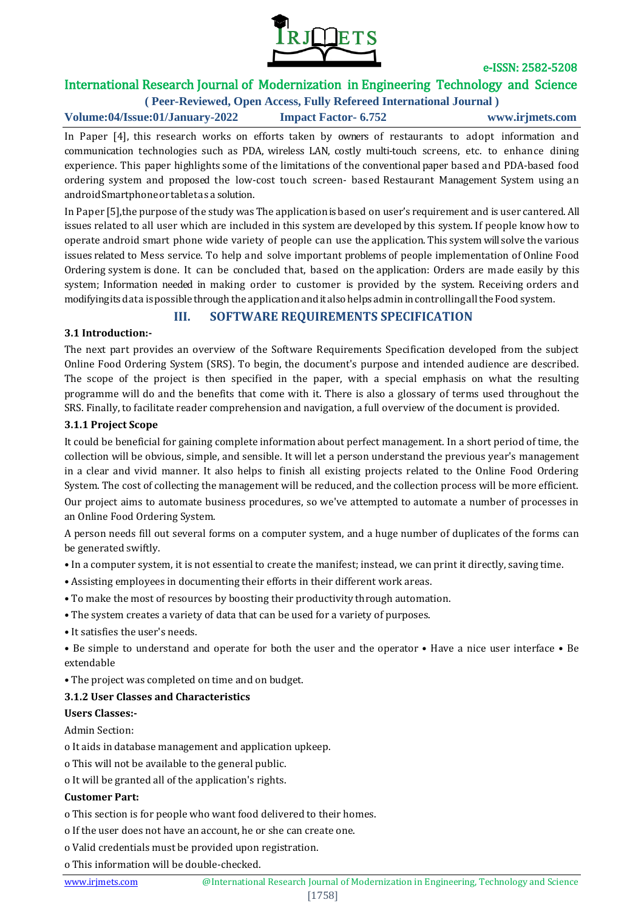In Paper [4], this research works on efforts taken by owners of restaurants to adopt information and communication technologies such as PDA, wireless LAN, costly multi-touch screens, etc. to enhance dining experience. This paper highlights some of the limitations of the conventional paper based and PDA-based food ordering system and proposed the low-cost touch screen- based Restaurant Management System using an android Smartphone or tablet as a solution.

In Paper [5],the purpose of the study was The application is based on user's requirement and is user cantered. All issues related to all user which are included in this system are developed by this system. If people know how to operate android smart phone wide variety of people can use the application. This system will solve the various issues related to Mess service. To help and solve important problems of people implementation of Online Food Ordering system is done. It can be concluded that, based on the application: Orders are made easily by this system; Information needed in making order to customer is provided by the system. Receiving orders and modifying its data is possible through the application and it also helps admin in controlling all the Food system.

## III. SOFTWARE REQUIREMENTS SPECIFICATION

### 3.1 Introduction:-

The next part provides an overview of the Software Requirements Specification developed from the subject Online Food Ordering System (SRS). To begin, the document's purpose and intended audience are described. The scope of the project is then specified in the paper, with a special emphasis on what the resulting programme will do and the benefits that come with it. There is also a glossary of terms used throughout the SRS. Finally, to facilitate reader comprehension and navigation, a full overview of the document is provided.

#### 3.1.1 Project Scope

It could be beneficial for gaining complete information about perfect management. In a short period of time, the collection will be obvious, simple, and sensible. It will let a person understand the previous year's management in a clear and vivid manner. It also helps to finish all existing projects related to the Online Food Ordering System. The cost of collecting the management will be reduced, and the collection process will be more efficient. Our project aims to automate business procedures, so we've attempted to automate a number of processes in an Online Food Ordering System.

A person needs fill out several forms on a computer system, and a huge number of duplicates of the forms can be generated swiftly.

• In a computer system, it is not essential to create the manifest; instead, we can print it directly, saving time.

• Assisting employees in documenting their efforts in their different work areas.

• To make the most of resources by boosting their productivity through automation.

• The system creates a variety of data that can be used for a variety of purposes.

• It satisfies the user's needs.

• Be simple to understand and operate for both the user and the operator • Have a nice user interface • Be extendable

• The project was completed on time and on budget.

#### 3.1.2 User Classes and Characteristics

**Users Classes:-**

Admin Section:

o It aids in database management and application upkeep.

o This will not be available to the general public.

o It will be granted all of the application's rights.

**Customer Part:**

o This section is for people who want food delivered to their homes.

o If the user does not have an account, he or she can create one.

o Valid credentials must be provided upon registration.

o This information will be double-checked.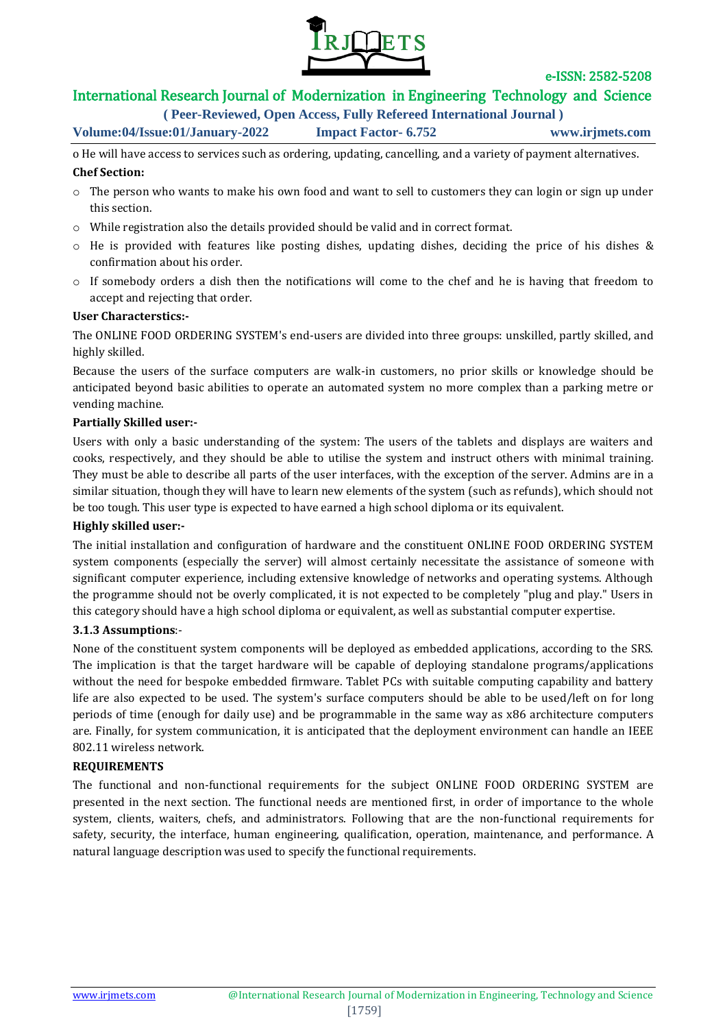o He will have access to services such as ordering, updating, cancelling, and a variety of payment alternatives.

**Chef Section:**

- The person who wants to make his own food and want to sell to customers they can login or sign up under this section.
- While registration also the details provided should be valid and in correct format.
- He is provided with features like posting dishes, updating dishes, deciding the price of his dishes & confirmation about his order.
- If somebody orders a dish then the notifications will come to the chef and he is having that freedom to accept and rejecting that order.

**User Characterstics:-**

The ONLINE FOOD ORDERING SYSTEM's end-users are divided into three groups: unskilled, partly skilled, and highly skilled.

Because the users of the surface computers are walk-in customers, no prior skills or knowledge should be anticipated beyond basic abilities to operate an automated system no more complex than a parking metre or vending machine.

**Partially Skilled user:-**

Users with only a basic understanding of the system: The users of the tablets and displays are waiters and cooks, respectively, and they should be able to utilise the system and instruct others with minimal training. They must be able to describe all parts of the user interfaces, with the exception of the server. Admins are in a similar situation, though they will have to learn new elements of the system (such as refunds), which should not be too tough. This user type is expected to have earned a high school diploma or its equivalent.

**Highly skilled user:-**

The initial installation and configuration of hardware and the constituent ONLINE FOOD ORDERING SYSTEM system components (especially the server) will almost certainly necessitate the assistance of someone with significant computer experience, including extensive knowledge of networks and operating systems. Although the programme should not be overly complicated, it is not expected to be completely "plug and play." Users in this category should have a high school diploma or equivalent, as well as substantial computer expertise.

**3.1.3 Assumptions**:-

None of the constituent system components will be deployed as embedded applications, according to the SRS. The implication is that the target hardware will be capable of deploying standalone programs/applications without the need for bespoke embedded firmware. Tablet PCs with suitable computing capability and battery life are also expected to be used. The system's surface computers should be able to be used/left on for long periods of time (enough for daily use) and be programmable in the same way as x86 architecture computers are. Finally, for system communication, it is anticipated that the deployment environment can handle an IEEE 802.11 wireless network.

**REQUIREMENTS**

The functional and non-functional requirements for the subject ONLINE FOOD ORDERING SYSTEM are presented in the next section. The functional needs are mentioned first, in order of importance to the whole system, clients, waiters, chefs, and administrators. Following that are the non-functional requirements for safety, security, the interface, human engineering, qualification, operation, maintenance, and performance. A natural language description was used to specify the functional requirements.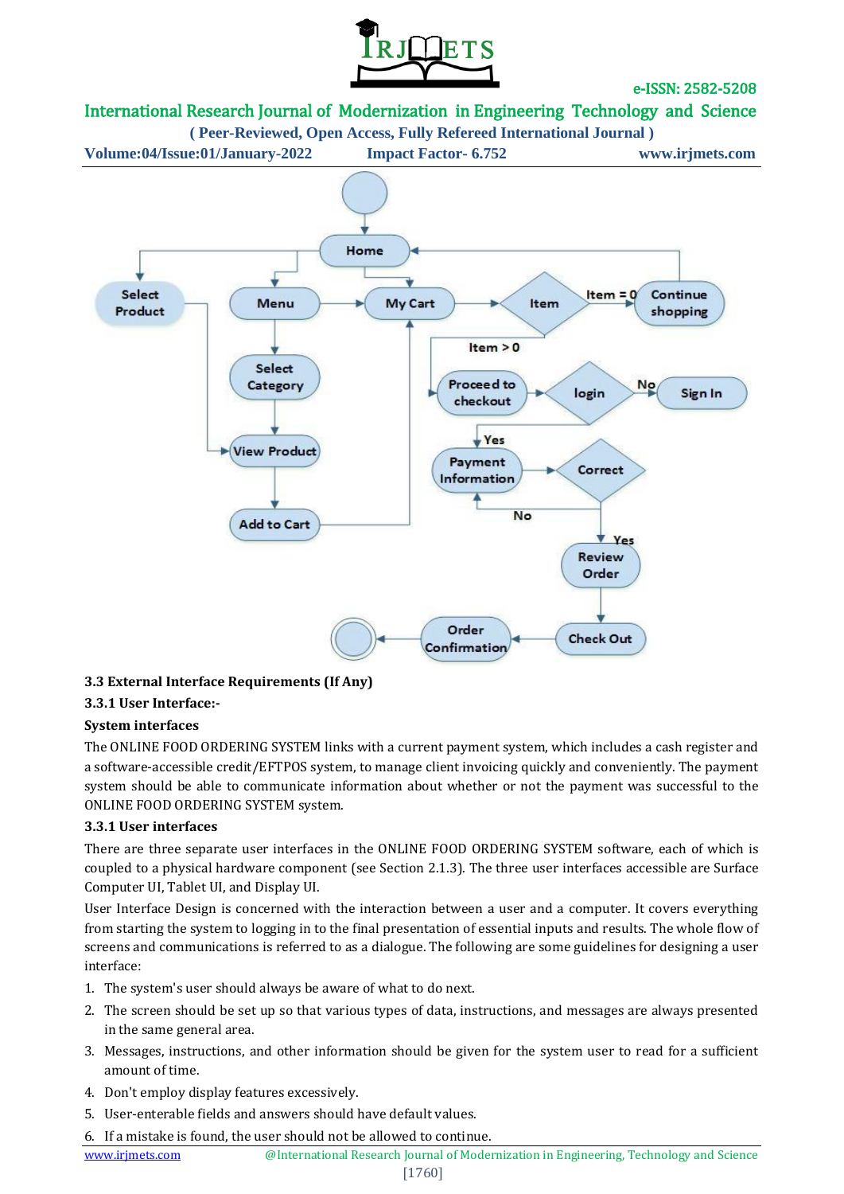### 3.3 External Interface Requirements (If Any)

#### 3.3.1 User Interface:-

**System interfaces**

The ONLINE FOOD ORDERING SYSTEM links with a current payment system, which includes a cash register and a software-accessible credit/EFTPOS system, to manage client invoicing quickly and conveniently. The payment system should be able to communicate information about whether or not the payment was successful to the ONLINE FOOD ORDERING SYSTEM system.

#### 3.3.1 User interfaces

There are three separate user interfaces in the ONLINE FOOD ORDERING SYSTEM software, each of which is coupled to a physical hardware component (see Section 2.1.3). The three user interfaces accessible are Surface Computer UI, Tablet UI, and Display UI.

User Interface Design is concerned with the interaction between a user and a computer. It covers everything from starting the system to logging in to the final presentation of essential inputs and results. The whole flow of screens and communications is referred to as a dialogue. The following are some guidelines for designing a user interface:

1. The system's user should always be aware of what to do next.
2. The screen should be set up so that various types of data, instructions, and messages are always presented in the same general area.
3. Messages, instructions, and other information should be given for the system user to read for a sufficient amount of time.
4. Don't employ display features excessively.
5. User-enterable fields and answers should have default values.
6. If a mistake is found, the user should not be allowed to continue.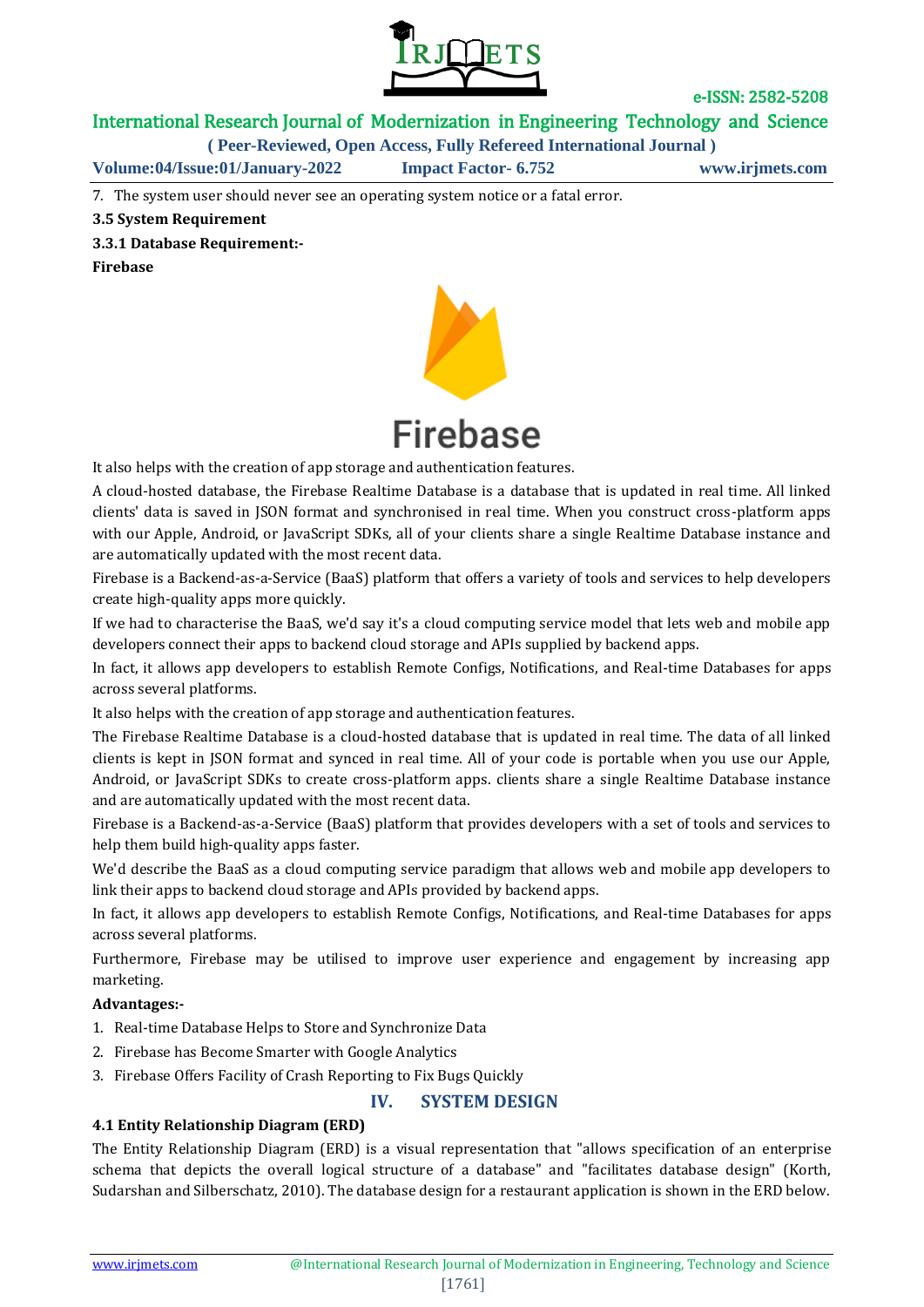7. The system user should never see an operating system notice or a fatal error.

**3.5 System Requirement**

**3.3.1 Database Requirement:-**

**Firebase**

It also helps with the creation of app storage and authentication features.

A cloud-hosted database, the Firebase Realtime Database is a database that is updated in real time. All linked clients' data is saved in JSON format and synchronised in real time. When you construct cross-platform apps with our Apple, Android, or JavaScript SDKs, all of your clients share a single Realtime Database instance and are automatically updated with the most recent data.

Firebase is a Backend-as-a-Service (BaaS) platform that offers a variety of tools and services to help developers create high-quality apps more quickly.

If we had to characterise the BaaS, we'd say it's a cloud computing service model that lets web and mobile app developers connect their apps to backend cloud storage and APIs supplied by backend apps.

In fact, it allows app developers to establish Remote Configs, Notifications, and Real-time Databases for apps across several platforms.

It also helps with the creation of app storage and authentication features.

The Firebase Realtime Database is a cloud-hosted database that is updated in real time. The data of all linked clients is kept in JSON format and synced in real time. All of your code is portable when you use our Apple, Android, or JavaScript SDKs to create cross-platform apps. clients share a single Realtime Database instance and are automatically updated with the most recent data.

Firebase is a Backend-as-a-Service (BaaS) platform that provides developers with a set of tools and services to help them build high-quality apps faster.

We'd describe the BaaS as a cloud computing service paradigm that allows web and mobile app developers to link their apps to backend cloud storage and APIs provided by backend apps.

In fact, it allows app developers to establish Remote Configs, Notifications, and Real-time Databases for apps across several platforms.

Furthermore, Firebase may be utilised to improve user experience and engagement by increasing app marketing.

**Advantages:-**

1. Real-time Database Helps to Store and Synchronize Data
2. Firebase has Become Smarter with Google Analytics
3. Firebase Offers Facility of Crash Reporting to Fix Bugs Quickly

## IV. SYSTEM DESIGN

**4.1 Entity Relationship Diagram (ERD)**

The Entity Relationship Diagram (ERD) is a visual representation that "allows specification of an enterprise schema that depicts the overall logical structure of a database" and "facilitates database design" (Korth, Sudarshan and Silberschatz, 2010). The database design for a restaurant application is shown in the ERD below.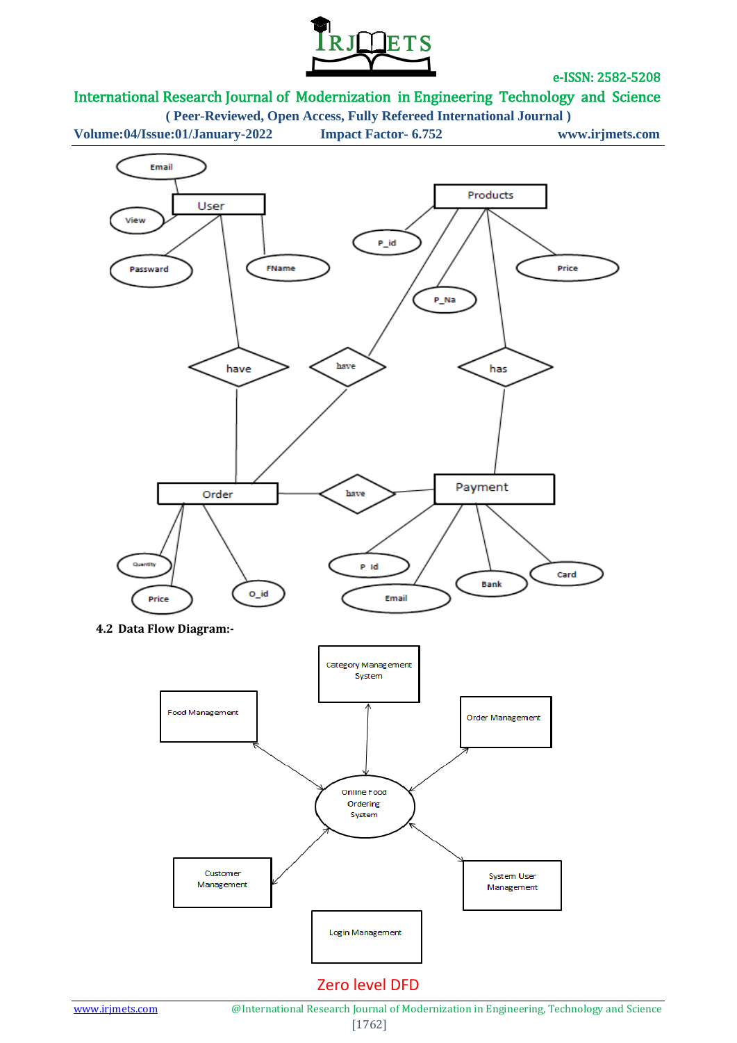**4.2 Data Flow Diagram:-**

Zero level DFD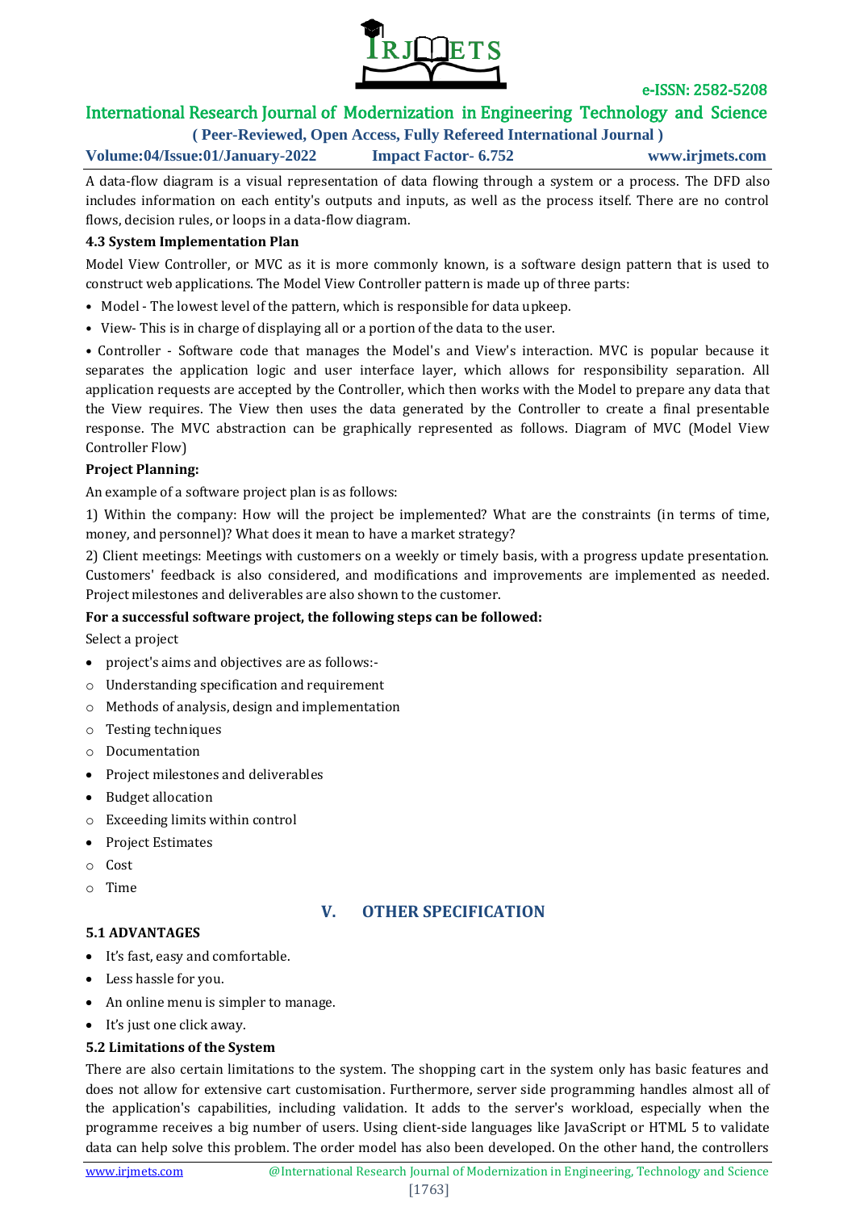A data-flow diagram is a visual representation of data flowing through a system or a process. The DFD also includes information on each entity's outputs and inputs, as well as the process itself. There are no control flows, decision rules, or loops in a data-flow diagram.

### 4.3 System Implementation Plan

Model View Controller, or MVC as it is more commonly known, is a software design pattern that is used to construct web applications. The Model View Controller pattern is made up of three parts:

- Model - The lowest level of the pattern, which is responsible for data upkeep.
- View- This is in charge of displaying all or a portion of the data to the user.

• Controller - Software code that manages the Model's and View's interaction. MVC is popular because it separates the application logic and user interface layer, which allows for responsibility separation. All application requests are accepted by the Controller, which then works with the Model to prepare any data that the View requires. The View then uses the data generated by the Controller to create a final presentable response. The MVC abstraction can be graphically represented as follows. Diagram of MVC (Model View Controller Flow)

**Project Planning:**

An example of a software project plan is as follows:

1) Within the company: How will the project be implemented? What are the constraints (in terms of time, money, and personnel)? What does it mean to have a market strategy?

2) Client meetings: Meetings with customers on a weekly or timely basis, with a progress update presentation. Customers' feedback is also considered, and modifications and improvements are implemented as needed. Project milestones and deliverables are also shown to the customer.

**For a successful software project, the following steps can be followed:**

Select a project

- project's aims and objectives are as follows:-
  - Understanding specification and requirement
  - Methods of analysis, design and implementation
  - Testing techniques
  - Documentation
- Project milestones and deliverables
- Budget allocation
  - Exceeding limits within control
- Project Estimates
  - Cost
  - Time

## V. OTHER SPECIFICATION

### 5.1 ADVANTAGES

- It's fast, easy and comfortable.
- Less hassle for you.
- An online menu is simpler to manage.
- It's just one click away.

### 5.2 Limitations of the System

There are also certain limitations to the system. The shopping cart in the system only has basic features and does not allow for extensive cart customisation. Furthermore, server side programming handles almost all of the application's capabilities, including validation. It adds to the server's workload, especially when the programme receives a big number of users. Using client-side languages like JavaScript or HTML 5 to validate data can help solve this problem. The order model has also been developed. On the other hand, the controllers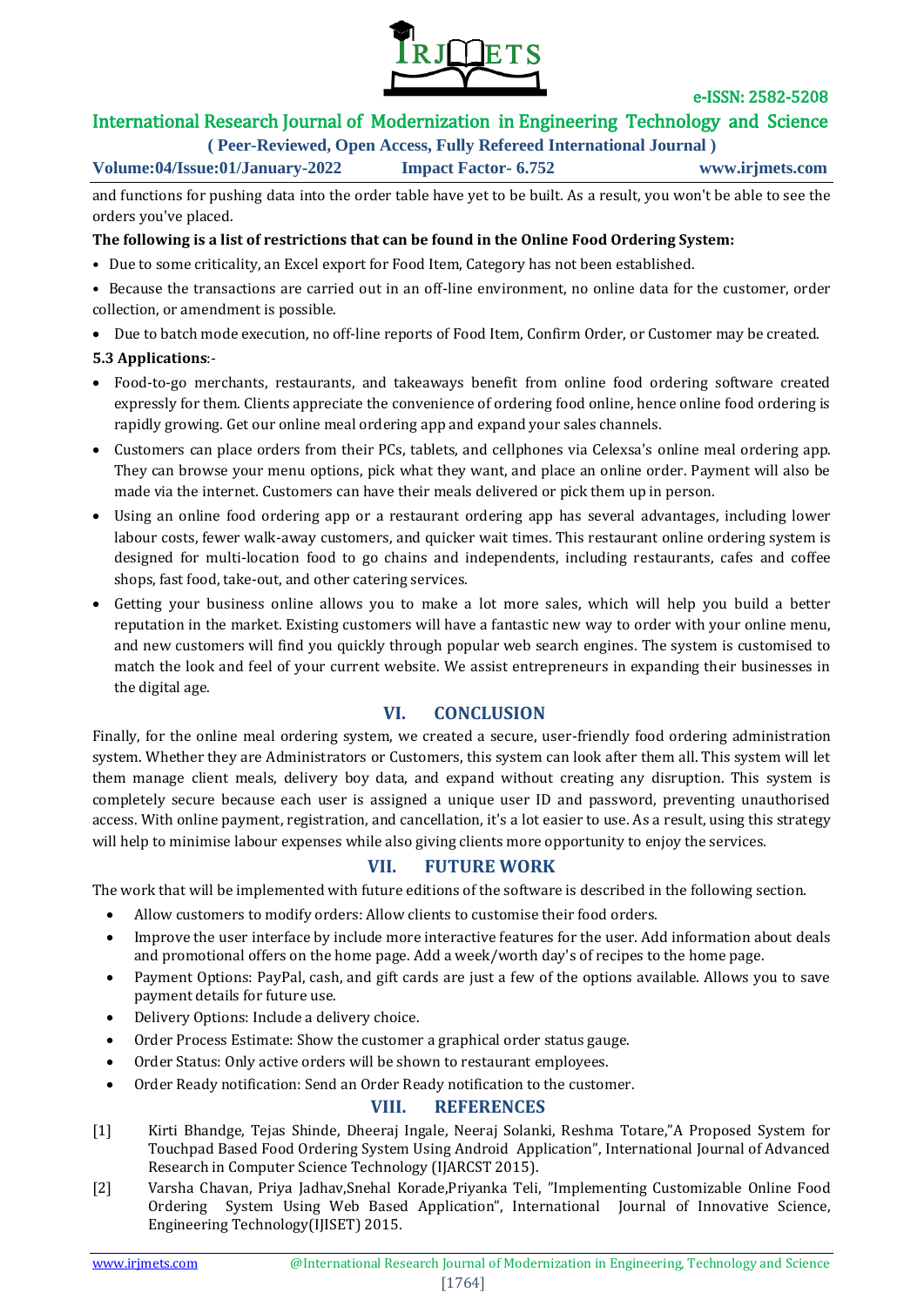and functions for pushing data into the order table have yet to be built. As a result, you won't be able to see the orders you've placed.

**The following is a list of restrictions that can be found in the Online Food Ordering System:**

- Due to some criticality, an Excel export for Food Item, Category has not been established.
- Because the transactions are carried out in an off-line environment, no online data for the customer, order collection, or amendment is possible.
- Due to batch mode execution, no off-line reports of Food Item, Confirm Order, or Customer may be created.

**5.3 Applications**:-

- Food-to-go merchants, restaurants, and takeaways benefit from online food ordering software created expressly for them. Clients appreciate the convenience of ordering food online, hence online food ordering is rapidly growing. Get our online meal ordering app and expand your sales channels.
- Customers can place orders from their PCs, tablets, and cellphones via Celexsa's online meal ordering app. They can browse your menu options, pick what they want, and place an online order. Payment will also be made via the internet. Customers can have their meals delivered or pick them up in person.
- Using an online food ordering app or a restaurant ordering app has several advantages, including lower labour costs, fewer walk-away customers, and quicker wait times. This restaurant online ordering system is designed for multi-location food to go chains and independents, including restaurants, cafes and coffee shops, fast food, take-out, and other catering services.
- Getting your business online allows you to make a lot more sales, which will help you build a better reputation in the market. Existing customers will have a fantastic new way to order with your online menu, and new customers will find you quickly through popular web search engines. The system is customised to match the look and feel of your current website. We assist entrepreneurs in expanding their businesses in the digital age.

## VI. CONCLUSION

Finally, for the online meal ordering system, we created a secure, user-friendly food ordering administration system. Whether they are Administrators or Customers, this system can look after them all. This system will let them manage client meals, delivery boy data, and expand without creating any disruption. This system is completely secure because each user is assigned a unique user ID and password, preventing unauthorised access. With online payment, registration, and cancellation, it's a lot easier to use. As a result, using this strategy will help to minimise labour expenses while also giving clients more opportunity to enjoy the services.

## VII. FUTURE WORK

The work that will be implemented with future editions of the software is described in the following section.

- Allow customers to modify orders: Allow clients to customise their food orders.
- Improve the user interface by include more interactive features for the user. Add information about deals and promotional offers on the home page. Add a week/worth day's of recipes to the home page.
- Payment Options: PayPal, cash, and gift cards are just a few of the options available. Allows you to save payment details for future use.
- Delivery Options: Include a delivery choice.
- Order Process Estimate: Show the customer a graphical order status gauge.
- Order Status: Only active orders will be shown to restaurant employees.
- Order Ready notification: Send an Order Ready notification to the customer.

## VIII. REFERENCES

[1] Kirti Bhandge, Tejas Shinde, Dheeraj Ingale, Neeraj Solanki, Reshma Totare,"A Proposed System for Touchpad Based Food Ordering System Using Android Application", International Journal of Advanced Research in Computer Science Technology (IJARCST 2015).

[2] Varsha Chavan, Priya Jadhav,Snehal Korade,Priyanka Teli, "Implementing Customizable Online Food Ordering System Using Web Based Application", International Journal of Innovative Science, Engineering Technology(IJISET) 2015.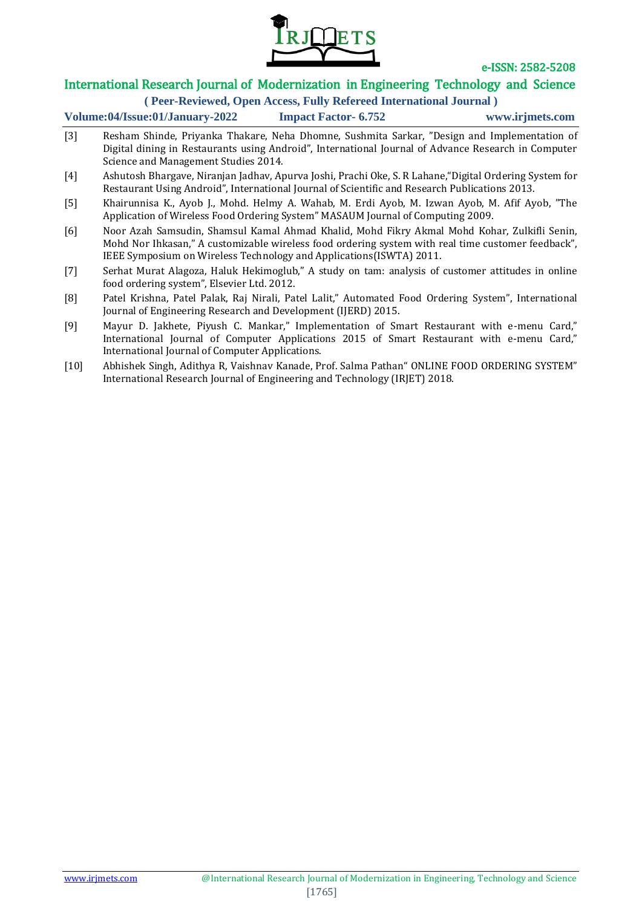[3] Resham Shinde, Priyanka Thakare, Neha Dhomne, Sushmita Sarkar, "Design and Implementation of Digital dining in Restaurants using Android", International Journal of Advance Research in Computer Science and Management Studies 2014.

[4] Ashutosh Bhargave, Niranjan Jadhav, Apurva Joshi, Prachi Oke, S. R Lahane,"Digital Ordering System for Restaurant Using Android", International Journal of Scientific and Research Publications 2013.

[5] Khairunnisa K., Ayob J., Mohd. Helmy A. Wahab, M. Erdi Ayob, M. Izwan Ayob, M. Afif Ayob, "The Application of Wireless Food Ordering System" MASAUM Journal of Computing 2009.

[6] Noor Azah Samsudin, Shamsul Kamal Ahmad Khalid, Mohd Fikry Akmal Mohd Kohar, Zulkifli Senin, Mohd Nor Ihkasan," A customizable wireless food ordering system with real time customer feedback", IEEE Symposium on Wireless Technology and Applications(ISWTA) 2011.

[7] Serhat Murat Alagoza, Haluk Hekimoglub," A study on tam: analysis of customer attitudes in online food ordering system", Elsevier Ltd. 2012.

[8] Patel Krishna, Patel Palak, Raj Nirali, Patel Lalit," Automated Food Ordering System", International Journal of Engineering Research and Development (IJERD) 2015.

[9] Mayur D. Jakhete, Piyush C. Mankar," Implementation of Smart Restaurant with e-menu Card," International Journal of Computer Applications 2015 of Smart Restaurant with e-menu Card," International Journal of Computer Applications.

[10] Abhishek Singh, Adithya R, Vaishnav Kanade, Prof. Salma Pathan" ONLINE FOOD ORDERING SYSTEM" International Research Journal of Engineering and Technology (IRJET) 2018.